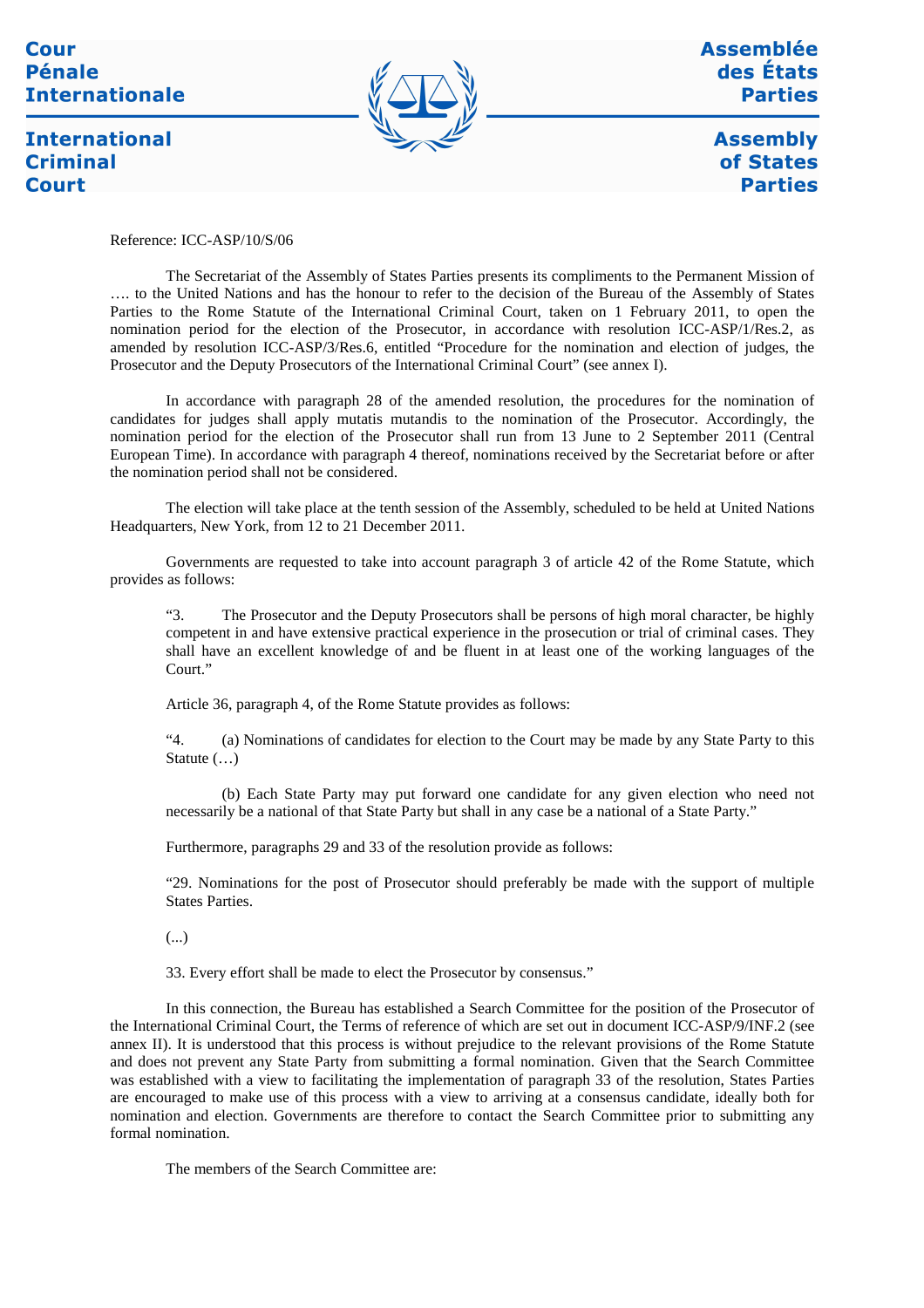Cour Pénale Internationale

International Criminal Court

Assemblée des États Parties

Assembly of States Parties

Reference: ICC-ASP/10/S/06

The Secretariat of the Assembly of States Parties presents its compliments to the Permanent Mission of …. to the United Nations and has the honour to refer to the decision of the Bureau of the Assembly of States Parties to the Rome Statute of the International Criminal Court, taken on 1 February 2011, to open the nomination period for the election of the Prosecutor, in accordance with resolution ICC-ASP/1/Res.2, as amended by resolution ICC-ASP/3/Res.6, entitled "Procedure for the nomination and election of judges, the Prosecutor and the Deputy Prosecutors of the International Criminal Court" (see annex I).

In accordance with paragraph 28 of the amended resolution, the procedures for the nomination of candidates for judges shall apply mutatis mutandis to the nomination of the Prosecutor. Accordingly, the nomination period for the election of the Prosecutor shall run from 13 June to 2 September 2011 (Central European Time). In accordance with paragraph 4 thereof, nominations received by the Secretariat before or after the nomination period shall not be considered.

The election will take place at the tenth session of the Assembly, scheduled to be held at United Nations Headquarters, New York, from 12 to 21 December 2011.

Governments are requested to take into account paragraph 3 of article 42 of the Rome Statute, which provides as follows:

> "3. The Prosecutor and the Deputy Prosecutors shall be persons of high moral character, be highly competent in and have extensive practical experience in the prosecution or trial of criminal cases. They shall have an excellent knowledge of and be fluent in at least one of the working languages of the Court."

Article 36, paragraph 4, of the Rome Statute provides as follows:

> "4. (a) Nominations of candidates for election to the Court may be made by any State Party to this Statute (…)
>
> (b) Each State Party may put forward one candidate for any given election who need not necessarily be a national of that State Party but shall in any case be a national of a State Party."

Furthermore, paragraphs 29 and 33 of the resolution provide as follows:

> "29. Nominations for the post of Prosecutor should preferably be made with the support of multiple States Parties.
>
> (...)
>
> 33. Every effort shall be made to elect the Prosecutor by consensus."

In this connection, the Bureau has established a Search Committee for the position of the Prosecutor of the International Criminal Court, the Terms of reference of which are set out in document ICC-ASP/9/INF.2 (see annex II). It is understood that this process is without prejudice to the relevant provisions of the Rome Statute and does not prevent any State Party from submitting a formal nomination. Given that the Search Committee was established with a view to facilitating the implementation of paragraph 33 of the resolution, States Parties are encouraged to make use of this process with a view to arriving at a consensus candidate, ideally both for nomination and election. Governments are therefore to contact the Search Committee prior to submitting any formal nomination.

The members of the Search Committee are: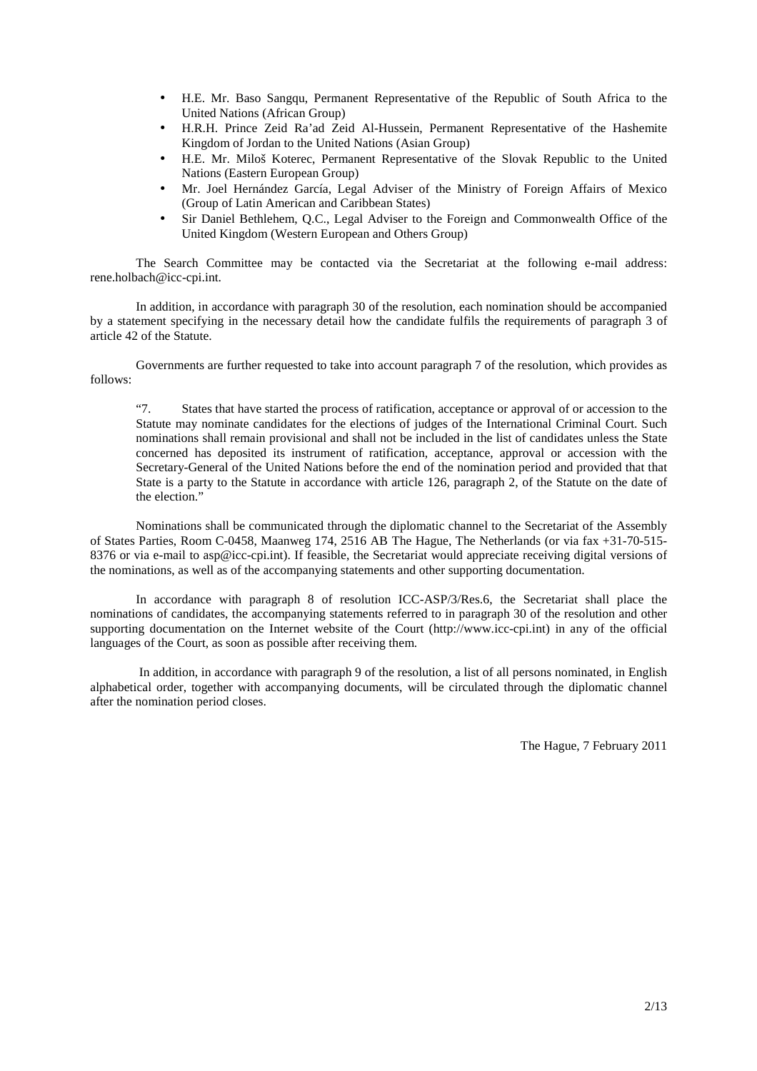- H.E. Mr. Baso Sangqu, Permanent Representative of the Republic of South Africa to the United Nations (African Group)
- H.R.H. Prince Zeid Ra'ad Zeid Al-Hussein, Permanent Representative of the Hashemite Kingdom of Jordan to the United Nations (Asian Group)
- H.E. Mr. Miloš Koterec, Permanent Representative of the Slovak Republic to the United Nations (Eastern European Group)
- Mr. Joel Hernández García, Legal Adviser of the Ministry of Foreign Affairs of Mexico (Group of Latin American and Caribbean States)
- Sir Daniel Bethlehem, Q.C., Legal Adviser to the Foreign and Commonwealth Office of the United Kingdom (Western European and Others Group)

The Search Committee may be contacted via the Secretariat at the following e-mail address: rene.holbach@icc-cpi.int.

In addition, in accordance with paragraph 30 of the resolution, each nomination should be accompanied by a statement specifying in the necessary detail how the candidate fulfils the requirements of paragraph 3 of article 42 of the Statute.

Governments are further requested to take into account paragraph 7 of the resolution, which provides as follows:

> "7. States that have started the process of ratification, acceptance or approval of or accession to the Statute may nominate candidates for the elections of judges of the International Criminal Court. Such nominations shall remain provisional and shall not be included in the list of candidates unless the State concerned has deposited its instrument of ratification, acceptance, approval or accession with the Secretary-General of the United Nations before the end of the nomination period and provided that that State is a party to the Statute in accordance with article 126, paragraph 2, of the Statute on the date of the election."

Nominations shall be communicated through the diplomatic channel to the Secretariat of the Assembly of States Parties, Room C-0458, Maanweg 174, 2516 AB The Hague, The Netherlands (or via fax +31-70-515-8376 or via e-mail to asp@icc-cpi.int). If feasible, the Secretariat would appreciate receiving digital versions of the nominations, as well as of the accompanying statements and other supporting documentation.

In accordance with paragraph 8 of resolution ICC-ASP/3/Res.6, the Secretariat shall place the nominations of candidates, the accompanying statements referred to in paragraph 30 of the resolution and other supporting documentation on the Internet website of the Court (http://www.icc-cpi.int) in any of the official languages of the Court, as soon as possible after receiving them.

In addition, in accordance with paragraph 9 of the resolution, a list of all persons nominated, in English alphabetical order, together with accompanying documents, will be circulated through the diplomatic channel after the nomination period closes.

The Hague, 7 February 2011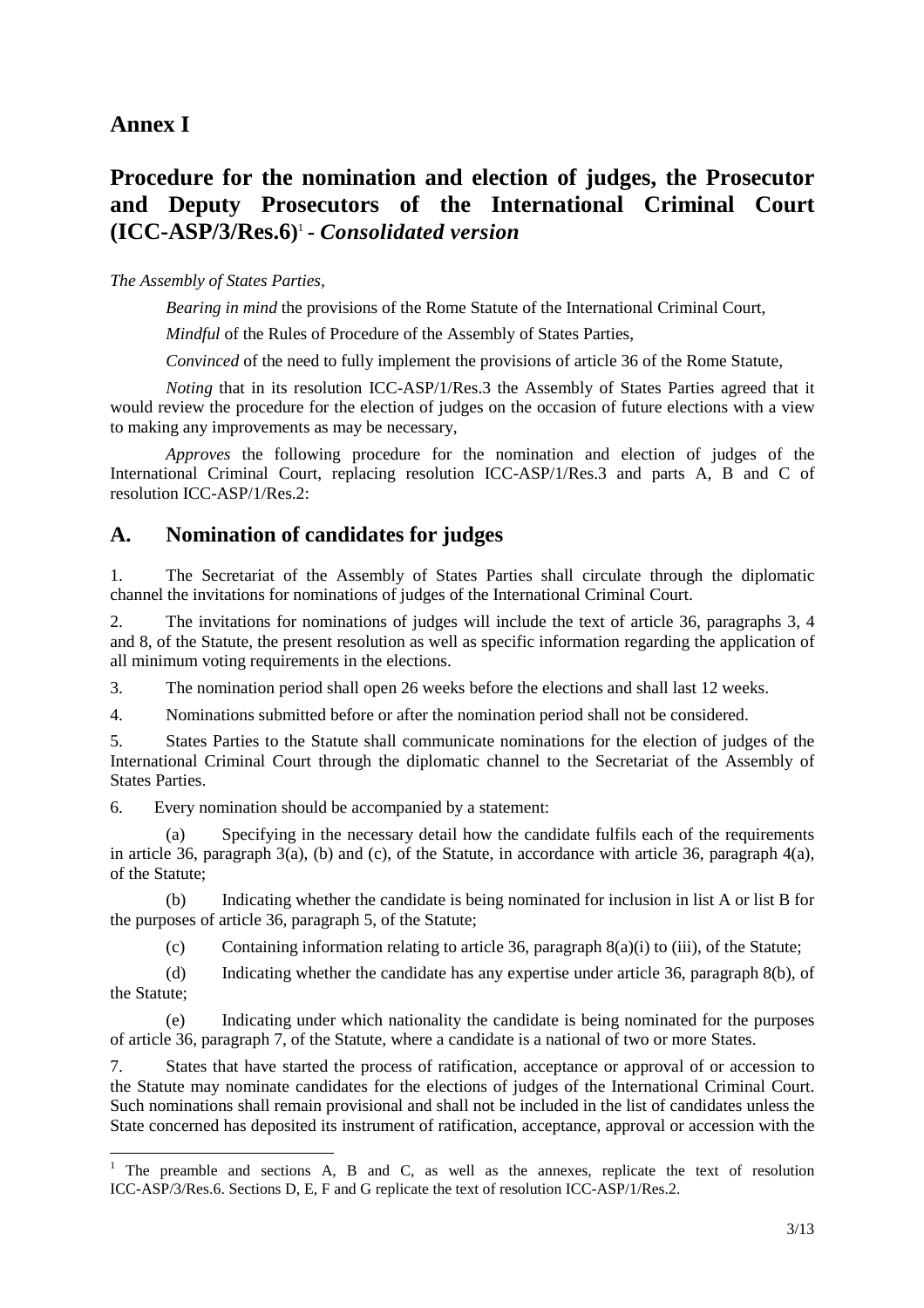# Annex I

# Procedure for the nomination and election of judges, the Prosecutor and Deputy Prosecutors of the International Criminal Court (ICC-ASP/3/Res.6)[1] - *Consolidated version*

*The Assembly of States Parties,*

*Bearing in mind* the provisions of the Rome Statute of the International Criminal Court,

*Mindful* of the Rules of Procedure of the Assembly of States Parties,

*Convinced* of the need to fully implement the provisions of article 36 of the Rome Statute,

*Noting* that in its resolution ICC-ASP/1/Res.3 the Assembly of States Parties agreed that it would review the procedure for the election of judges on the occasion of future elections with a view to making any improvements as may be necessary,

*Approves* the following procedure for the nomination and election of judges of the International Criminal Court, replacing resolution ICC-ASP/1/Res.3 and parts A, B and C of resolution ICC-ASP/1/Res.2:

## A. Nomination of candidates for judges

1. The Secretariat of the Assembly of States Parties shall circulate through the diplomatic channel the invitations for nominations of judges of the International Criminal Court.

2. The invitations for nominations of judges will include the text of article 36, paragraphs 3, 4 and 8, of the Statute, the present resolution as well as specific information regarding the application of all minimum voting requirements in the elections.

3. The nomination period shall open 26 weeks before the elections and shall last 12 weeks.

4. Nominations submitted before or after the nomination period shall not be considered.

5. States Parties to the Statute shall communicate nominations for the election of judges of the International Criminal Court through the diplomatic channel to the Secretariat of the Assembly of States Parties.

6. Every nomination should be accompanied by a statement:

(a) Specifying in the necessary detail how the candidate fulfils each of the requirements in article 36, paragraph 3(a), (b) and (c), of the Statute, in accordance with article 36, paragraph 4(a), of the Statute;

(b) Indicating whether the candidate is being nominated for inclusion in list A or list B for the purposes of article 36, paragraph 5, of the Statute;

(c) Containing information relating to article 36, paragraph 8(a)(i) to (iii), of the Statute;

(d) Indicating whether the candidate has any expertise under article 36, paragraph 8(b), of the Statute;

(e) Indicating under which nationality the candidate is being nominated for the purposes of article 36, paragraph 7, of the Statute, where a candidate is a national of two or more States.

7. States that have started the process of ratification, acceptance or approval of or accession to the Statute may nominate candidates for the elections of judges of the International Criminal Court. Such nominations shall remain provisional and shall not be included in the list of candidates unless the State concerned has deposited its instrument of ratification, acceptance, approval or accession with the

[1] The preamble and sections A, B and C, as well as the annexes, replicate the text of resolution ICC-ASP/3/Res.6. Sections D, E, F and G replicate the text of resolution ICC-ASP/1/Res.2.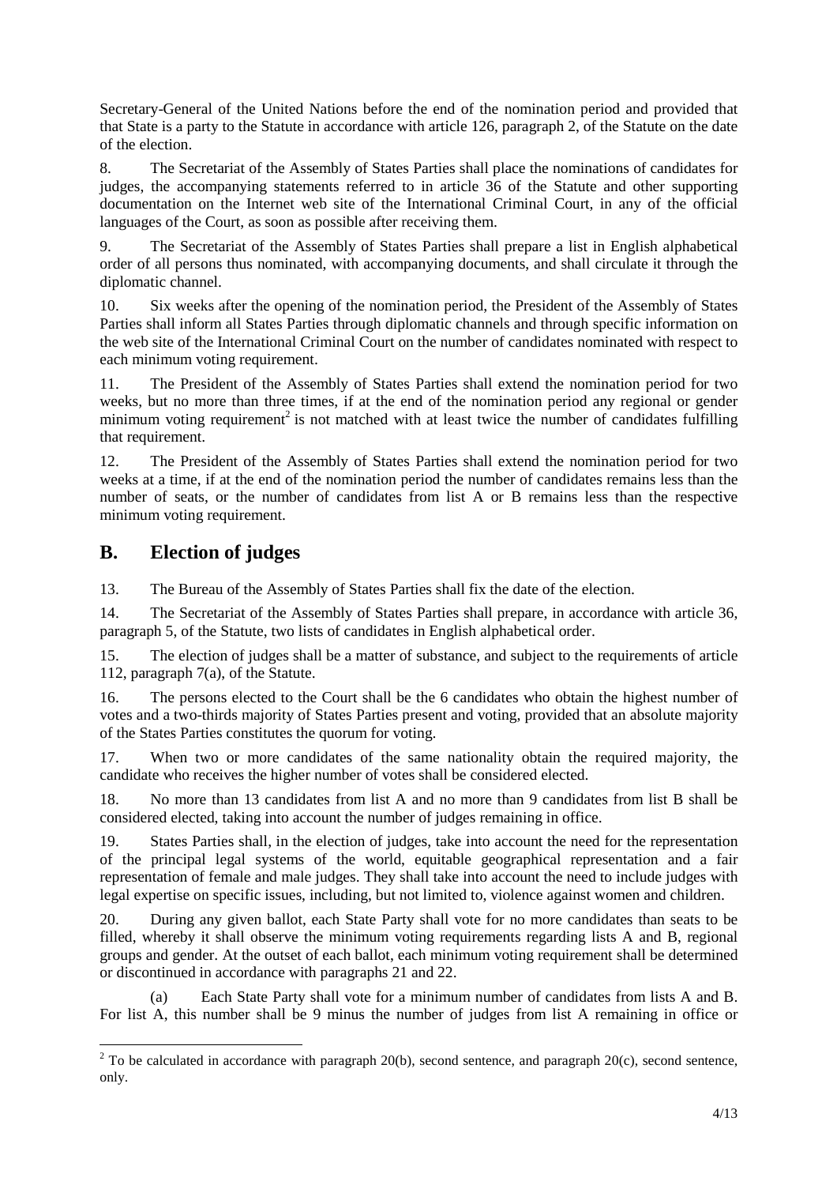Secretary-General of the United Nations before the end of the nomination period and provided that that State is a party to the Statute in accordance with article 126, paragraph 2, of the Statute on the date of the election.

8. The Secretariat of the Assembly of States Parties shall place the nominations of candidates for judges, the accompanying statements referred to in article 36 of the Statute and other supporting documentation on the Internet web site of the International Criminal Court, in any of the official languages of the Court, as soon as possible after receiving them.

9. The Secretariat of the Assembly of States Parties shall prepare a list in English alphabetical order of all persons thus nominated, with accompanying documents, and shall circulate it through the diplomatic channel.

10. Six weeks after the opening of the nomination period, the President of the Assembly of States Parties shall inform all States Parties through diplomatic channels and through specific information on the web site of the International Criminal Court on the number of candidates nominated with respect to each minimum voting requirement.

11. The President of the Assembly of States Parties shall extend the nomination period for two weeks, but no more than three times, if at the end of the nomination period any regional or gender minimum voting requirement[2] is not matched with at least twice the number of candidates fulfilling that requirement.

12. The President of the Assembly of States Parties shall extend the nomination period for two weeks at a time, if at the end of the nomination period the number of candidates remains less than the number of seats, or the number of candidates from list A or B remains less than the respective minimum voting requirement.

## B. Election of judges

13. The Bureau of the Assembly of States Parties shall fix the date of the election.

14. The Secretariat of the Assembly of States Parties shall prepare, in accordance with article 36, paragraph 5, of the Statute, two lists of candidates in English alphabetical order.

15. The election of judges shall be a matter of substance, and subject to the requirements of article 112, paragraph 7(a), of the Statute.

16. The persons elected to the Court shall be the 6 candidates who obtain the highest number of votes and a two-thirds majority of States Parties present and voting, provided that an absolute majority of the States Parties constitutes the quorum for voting.

17. When two or more candidates of the same nationality obtain the required majority, the candidate who receives the higher number of votes shall be considered elected.

18. No more than 13 candidates from list A and no more than 9 candidates from list B shall be considered elected, taking into account the number of judges remaining in office.

19. States Parties shall, in the election of judges, take into account the need for the representation of the principal legal systems of the world, equitable geographical representation and a fair representation of female and male judges. They shall take into account the need to include judges with legal expertise on specific issues, including, but not limited to, violence against women and children.

20. During any given ballot, each State Party shall vote for no more candidates than seats to be filled, whereby it shall observe the minimum voting requirements regarding lists A and B, regional groups and gender. At the outset of each ballot, each minimum voting requirement shall be determined or discontinued in accordance with paragraphs 21 and 22.

(a) Each State Party shall vote for a minimum number of candidates from lists A and B. For list A, this number shall be 9 minus the number of judges from list A remaining in office or

---

[2] To be calculated in accordance with paragraph 20(b), second sentence, and paragraph 20(c), second sentence, only.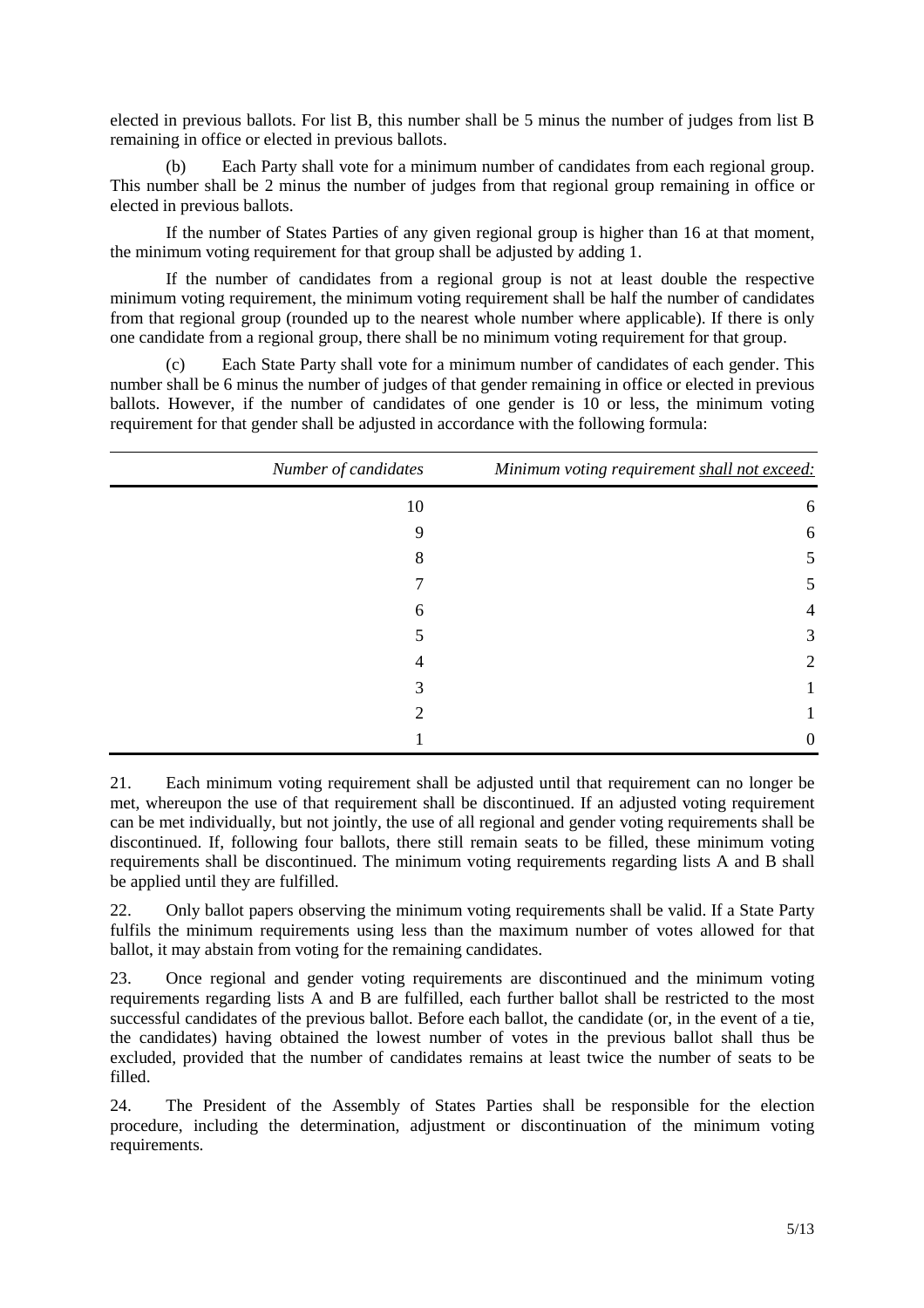elected in previous ballots. For list B, this number shall be 5 minus the number of judges from list B remaining in office or elected in previous ballots.

(b) Each Party shall vote for a minimum number of candidates from each regional group. This number shall be 2 minus the number of judges from that regional group remaining in office or elected in previous ballots.

If the number of States Parties of any given regional group is higher than 16 at that moment, the minimum voting requirement for that group shall be adjusted by adding 1.

If the number of candidates from a regional group is not at least double the respective minimum voting requirement, the minimum voting requirement shall be half the number of candidates from that regional group (rounded up to the nearest whole number where applicable). If there is only one candidate from a regional group, there shall be no minimum voting requirement for that group.

(c) Each State Party shall vote for a minimum number of candidates of each gender. This number shall be 6 minus the number of judges of that gender remaining in office or elected in previous ballots. However, if the number of candidates of one gender is 10 or less, the minimum voting requirement for that gender shall be adjusted in accordance with the following formula:

| *Number of candidates* | *Minimum voting requirement shall not exceed:* |
|---|---|
| 10 | 6 |
| 9 | 6 |
| 8 | 5 |
| 7 | 5 |
| 6 | 4 |
| 5 | 3 |
| 4 | 2 |
| 3 | 1 |
| 2 | 1 |
| 1 | 0 |

21. Each minimum voting requirement shall be adjusted until that requirement can no longer be met, whereupon the use of that requirement shall be discontinued. If an adjusted voting requirement can be met individually, but not jointly, the use of all regional and gender voting requirements shall be discontinued. If, following four ballots, there still remain seats to be filled, these minimum voting requirements shall be discontinued. The minimum voting requirements regarding lists A and B shall be applied until they are fulfilled.

22. Only ballot papers observing the minimum voting requirements shall be valid. If a State Party fulfils the minimum requirements using less than the maximum number of votes allowed for that ballot, it may abstain from voting for the remaining candidates.

23. Once regional and gender voting requirements are discontinued and the minimum voting requirements regarding lists A and B are fulfilled, each further ballot shall be restricted to the most successful candidates of the previous ballot. Before each ballot, the candidate (or, in the event of a tie, the candidates) having obtained the lowest number of votes in the previous ballot shall thus be excluded, provided that the number of candidates remains at least twice the number of seats to be filled.

24. The President of the Assembly of States Parties shall be responsible for the election procedure, including the determination, adjustment or discontinuation of the minimum voting requirements.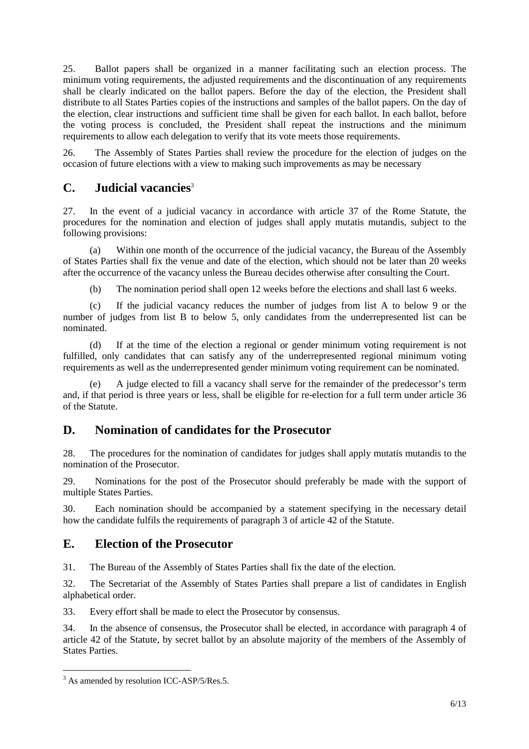25. Ballot papers shall be organized in a manner facilitating such an election process. The minimum voting requirements, the adjusted requirements and the discontinuation of any requirements shall be clearly indicated on the ballot papers. Before the day of the election, the President shall distribute to all States Parties copies of the instructions and samples of the ballot papers. On the day of the election, clear instructions and sufficient time shall be given for each ballot. In each ballot, before the voting process is concluded, the President shall repeat the instructions and the minimum requirements to allow each delegation to verify that its vote meets those requirements.

26. The Assembly of States Parties shall review the procedure for the election of judges on the occasion of future elections with a view to making such improvements as may be necessary

## C. Judicial vacancies[3]

27. In the event of a judicial vacancy in accordance with article 37 of the Rome Statute, the procedures for the nomination and election of judges shall apply mutatis mutandis, subject to the following provisions:

(a) Within one month of the occurrence of the judicial vacancy, the Bureau of the Assembly of States Parties shall fix the venue and date of the election, which should not be later than 20 weeks after the occurrence of the vacancy unless the Bureau decides otherwise after consulting the Court.

(b) The nomination period shall open 12 weeks before the elections and shall last 6 weeks.

(c) If the judicial vacancy reduces the number of judges from list A to below 9 or the number of judges from list B to below 5, only candidates from the underrepresented list can be nominated.

(d) If at the time of the election a regional or gender minimum voting requirement is not fulfilled, only candidates that can satisfy any of the underrepresented regional minimum voting requirements as well as the underrepresented gender minimum voting requirement can be nominated.

(e) A judge elected to fill a vacancy shall serve for the remainder of the predecessor's term and, if that period is three years or less, shall be eligible for re-election for a full term under article 36 of the Statute.

## D. Nomination of candidates for the Prosecutor

28. The procedures for the nomination of candidates for judges shall apply mutatis mutandis to the nomination of the Prosecutor.

29. Nominations for the post of the Prosecutor should preferably be made with the support of multiple States Parties.

30. Each nomination should be accompanied by a statement specifying in the necessary detail how the candidate fulfils the requirements of paragraph 3 of article 42 of the Statute.

## E. Election of the Prosecutor

31. The Bureau of the Assembly of States Parties shall fix the date of the election.

32. The Secretariat of the Assembly of States Parties shall prepare a list of candidates in English alphabetical order.

33. Every effort shall be made to elect the Prosecutor by consensus.

34. In the absence of consensus, the Prosecutor shall be elected, in accordance with paragraph 4 of article 42 of the Statute, by secret ballot by an absolute majority of the members of the Assembly of States Parties.

---

[3] As amended by resolution ICC-ASP/5/Res.5.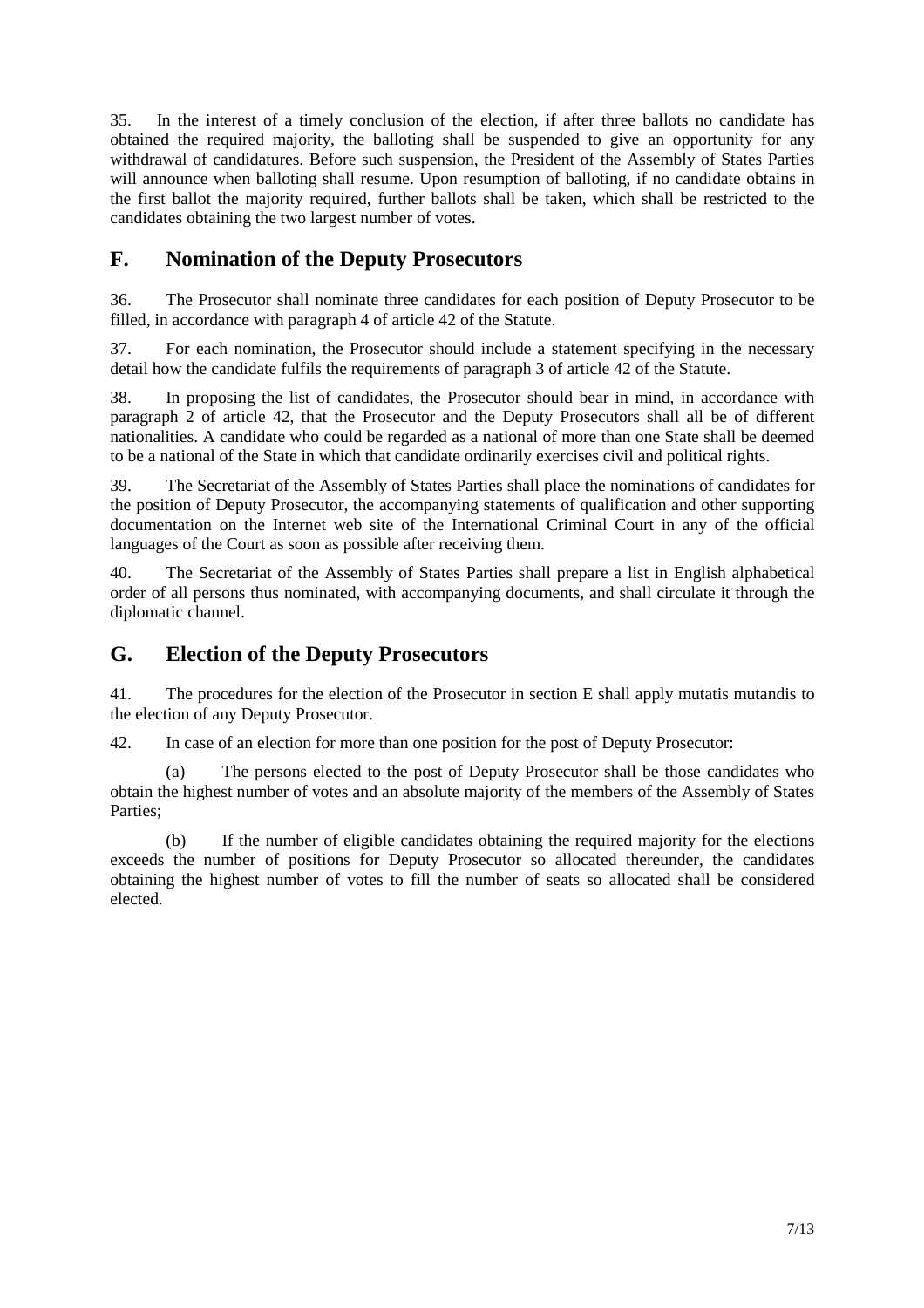35. In the interest of a timely conclusion of the election, if after three ballots no candidate has obtained the required majority, the balloting shall be suspended to give an opportunity for any withdrawal of candidatures. Before such suspension, the President of the Assembly of States Parties will announce when balloting shall resume. Upon resumption of balloting, if no candidate obtains in the first ballot the majority required, further ballots shall be taken, which shall be restricted to the candidates obtaining the two largest number of votes.

## F. Nomination of the Deputy Prosecutors

36. The Prosecutor shall nominate three candidates for each position of Deputy Prosecutor to be filled, in accordance with paragraph 4 of article 42 of the Statute.

37. For each nomination, the Prosecutor should include a statement specifying in the necessary detail how the candidate fulfils the requirements of paragraph 3 of article 42 of the Statute.

38. In proposing the list of candidates, the Prosecutor should bear in mind, in accordance with paragraph 2 of article 42, that the Prosecutor and the Deputy Prosecutors shall all be of different nationalities. A candidate who could be regarded as a national of more than one State shall be deemed to be a national of the State in which that candidate ordinarily exercises civil and political rights.

39. The Secretariat of the Assembly of States Parties shall place the nominations of candidates for the position of Deputy Prosecutor, the accompanying statements of qualification and other supporting documentation on the Internet web site of the International Criminal Court in any of the official languages of the Court as soon as possible after receiving them.

40. The Secretariat of the Assembly of States Parties shall prepare a list in English alphabetical order of all persons thus nominated, with accompanying documents, and shall circulate it through the diplomatic channel.

## G. Election of the Deputy Prosecutors

41. The procedures for the election of the Prosecutor in section E shall apply mutatis mutandis to the election of any Deputy Prosecutor.

42. In case of an election for more than one position for the post of Deputy Prosecutor:

(a) The persons elected to the post of Deputy Prosecutor shall be those candidates who obtain the highest number of votes and an absolute majority of the members of the Assembly of States Parties;

(b) If the number of eligible candidates obtaining the required majority for the elections exceeds the number of positions for Deputy Prosecutor so allocated thereunder, the candidates obtaining the highest number of votes to fill the number of seats so allocated shall be considered elected.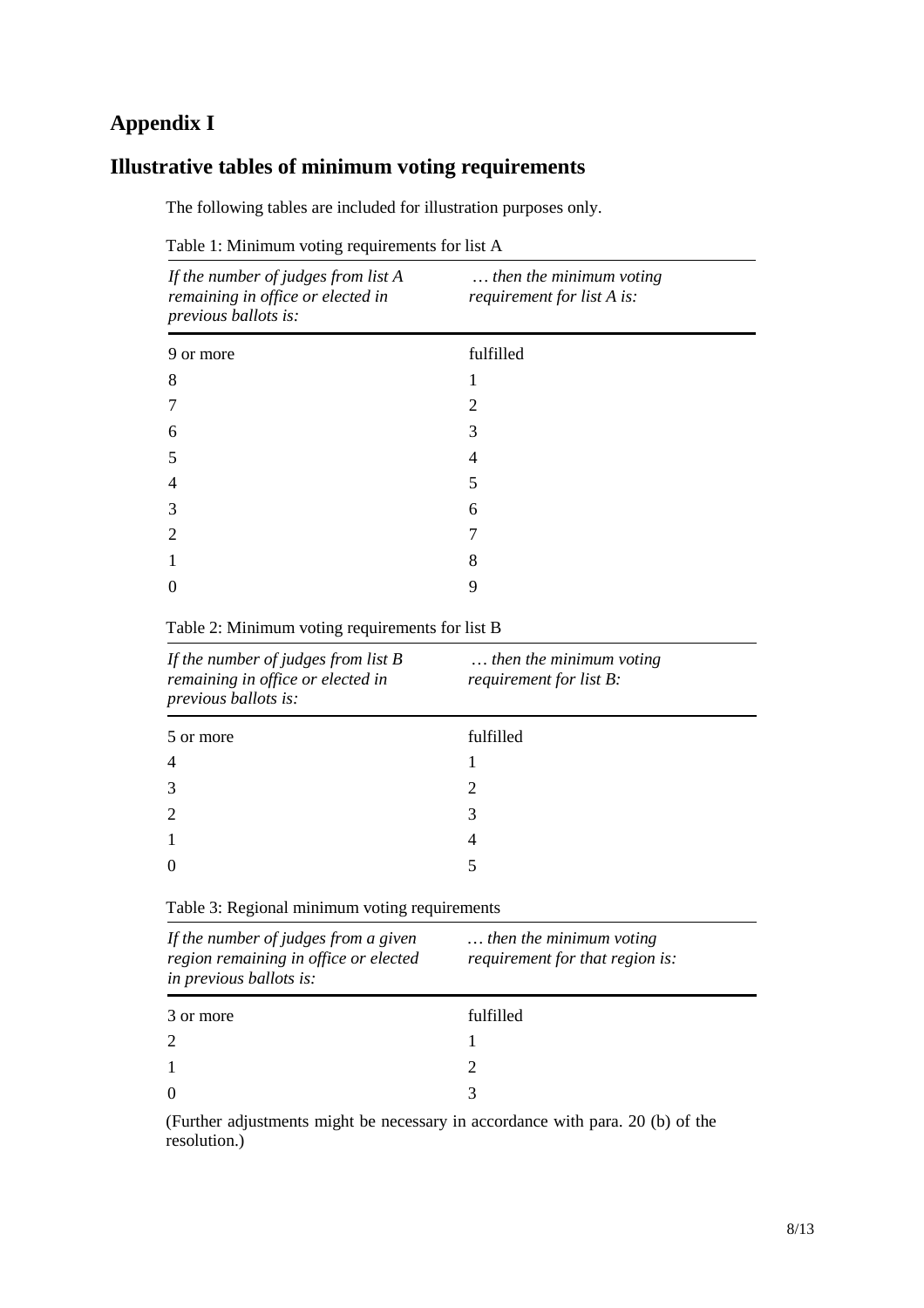# Appendix I

## Illustrative tables of minimum voting requirements

The following tables are included for illustration purposes only.

Table 1: Minimum voting requirements for list A

| *If the number of judges from list A remaining in office or elected in previous ballots is:* | *… then the minimum voting requirement for list A is:* |
| --- | --- |
| 9 or more | fulfilled |
| 8 | 1 |
| 7 | 2 |
| 6 | 3 |
| 5 | 4 |
| 4 | 5 |
| 3 | 6 |
| 2 | 7 |
| 1 | 8 |
| 0 | 9 |

Table 2: Minimum voting requirements for list B

| *If the number of judges from list B remaining in office or elected in previous ballots is:* | *… then the minimum voting requirement for list B:* |
| --- | --- |
| 5 or more | fulfilled |
| 4 | 1 |
| 3 | 2 |
| 2 | 3 |
| 1 | 4 |
| 0 | 5 |

Table 3: Regional minimum voting requirements

| *If the number of judges from a given region remaining in office or elected in previous ballots is:* | *… then the minimum voting requirement for that region is:* |
| --- | --- |
| 3 or more | fulfilled |
| 2 | 1 |
| 1 | 2 |
| 0 | 3 |

(Further adjustments might be necessary in accordance with para. 20 (b) of the resolution.)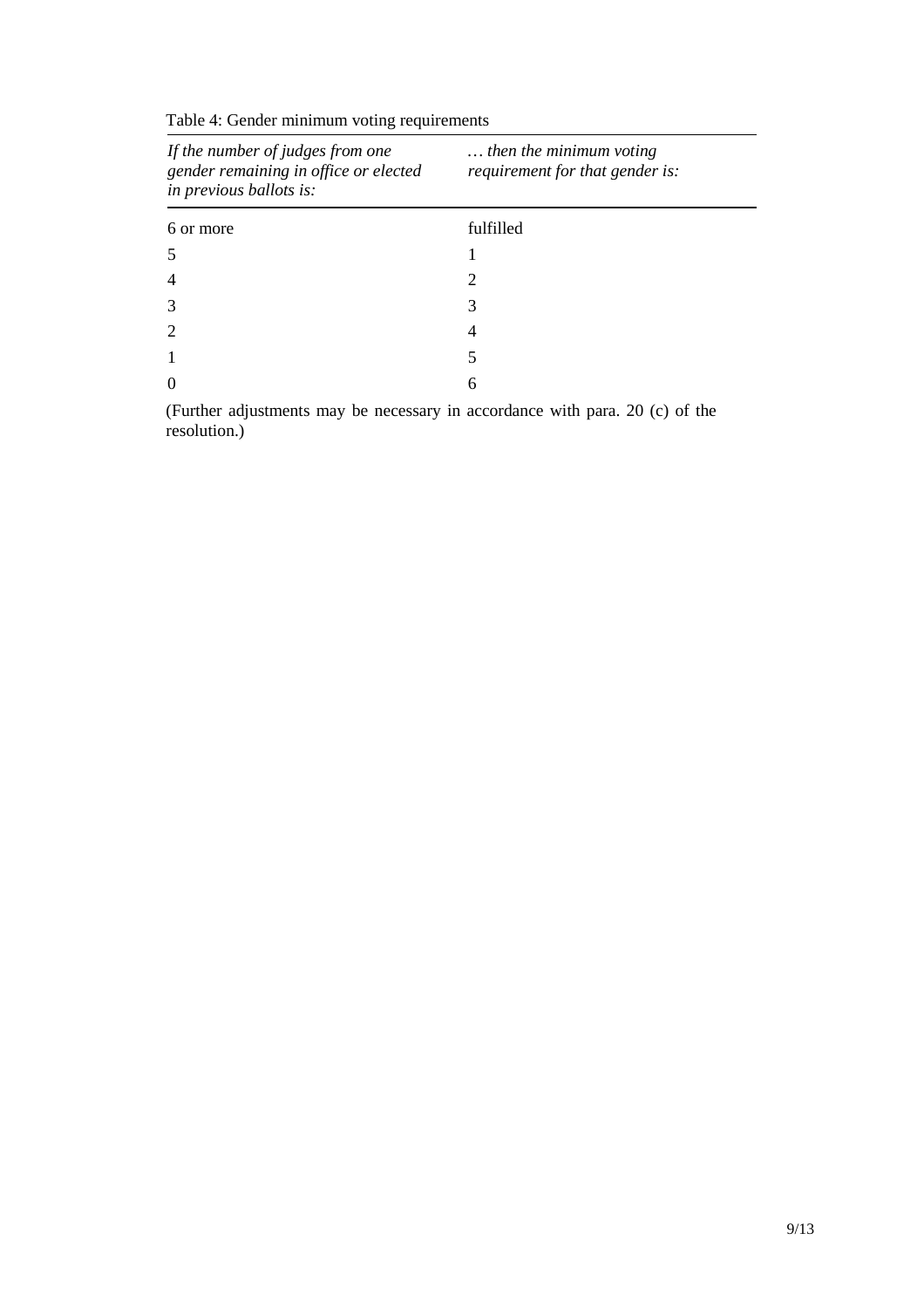Table 4: Gender minimum voting requirements

| *If the number of judges from one gender remaining in office or elected in previous ballots is:* | *… then the minimum voting requirement for that gender is:* |
|---|---|
| 6 or more | fulfilled |
| 5 | 1 |
| 4 | 2 |
| 3 | 3 |
| 2 | 4 |
| 1 | 5 |
| 0 | 6 |

(Further adjustments may be necessary in accordance with para. 20 (c) of the resolution.)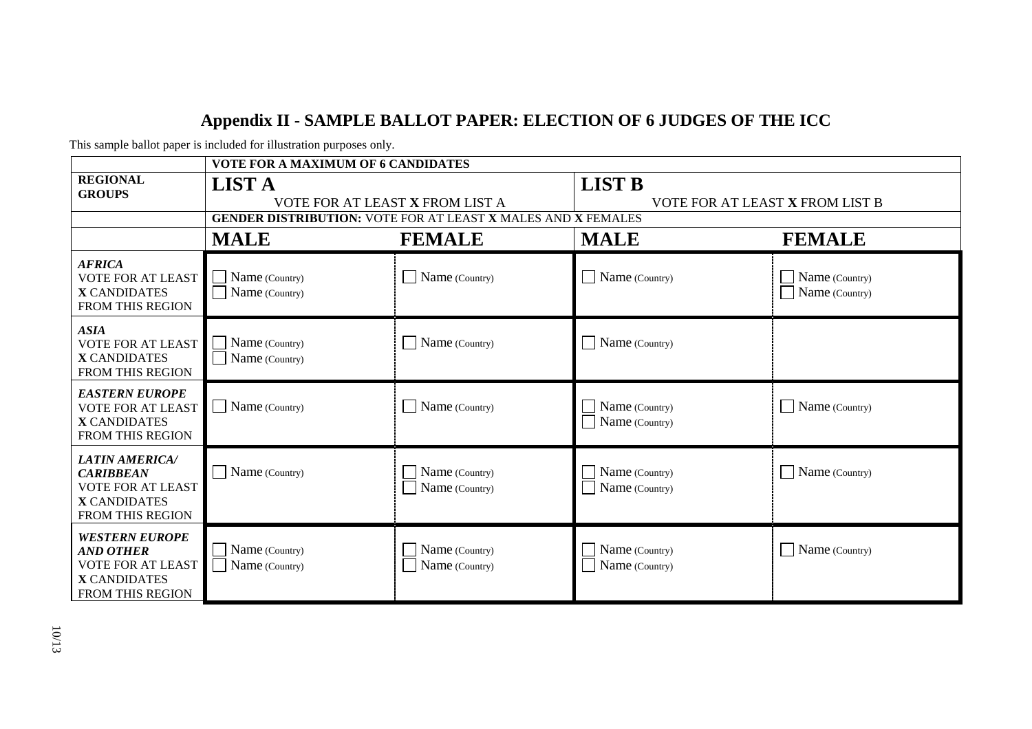## Appendix II - SAMPLE BALLOT PAPER: ELECTION OF 6 JUDGES OF THE ICC

This sample ballot paper is included for illustration purposes only.

| | **VOTE FOR A MAXIMUM OF 6 CANDIDATES** | | | |
|---|---|---|---|---|
| **REGIONAL GROUPS** | **LIST A** VOTE FOR AT LEAST **X** FROM LIST A | | **LIST B** VOTE FOR AT LEAST **X** FROM LIST B | |
| | **GENDER DISTRIBUTION:** VOTE FOR AT LEAST **X** MALES AND **X** FEMALES | | | |
| | **MALE** | **FEMALE** | **MALE** | **FEMALE** |
| ***AFRICA*** VOTE FOR AT LEAST **X** CANDIDATES FROM THIS REGION | ☐ Name (Country) ☐ Name (Country) | ☐ Name (Country) | ☐ Name (Country) | ☐ Name (Country) ☐ Name (Country) |
| ***ASIA*** VOTE FOR AT LEAST **X** CANDIDATES FROM THIS REGION | ☐ Name (Country) ☐ Name (Country) | ☐ Name (Country) | ☐ Name (Country) | |
| ***EASTERN EUROPE*** VOTE FOR AT LEAST **X** CANDIDATES FROM THIS REGION | ☐ Name (Country) | ☐ Name (Country) | ☐ Name (Country) ☐ Name (Country) | ☐ Name (Country) |
| ***LATIN AMERICA/ CARIBBEAN*** VOTE FOR AT LEAST **X** CANDIDATES FROM THIS REGION | ☐ Name (Country) | ☐ Name (Country) ☐ Name (Country) | ☐ Name (Country) ☐ Name (Country) | ☐ Name (Country) |
| ***WESTERN EUROPE AND OTHER*** VOTE FOR AT LEAST **X** CANDIDATES FROM THIS REGION | ☐ Name (Country) ☐ Name (Country) | ☐ Name (Country) ☐ Name (Country) | ☐ Name (Country) ☐ Name (Country) | ☐ Name (Country) |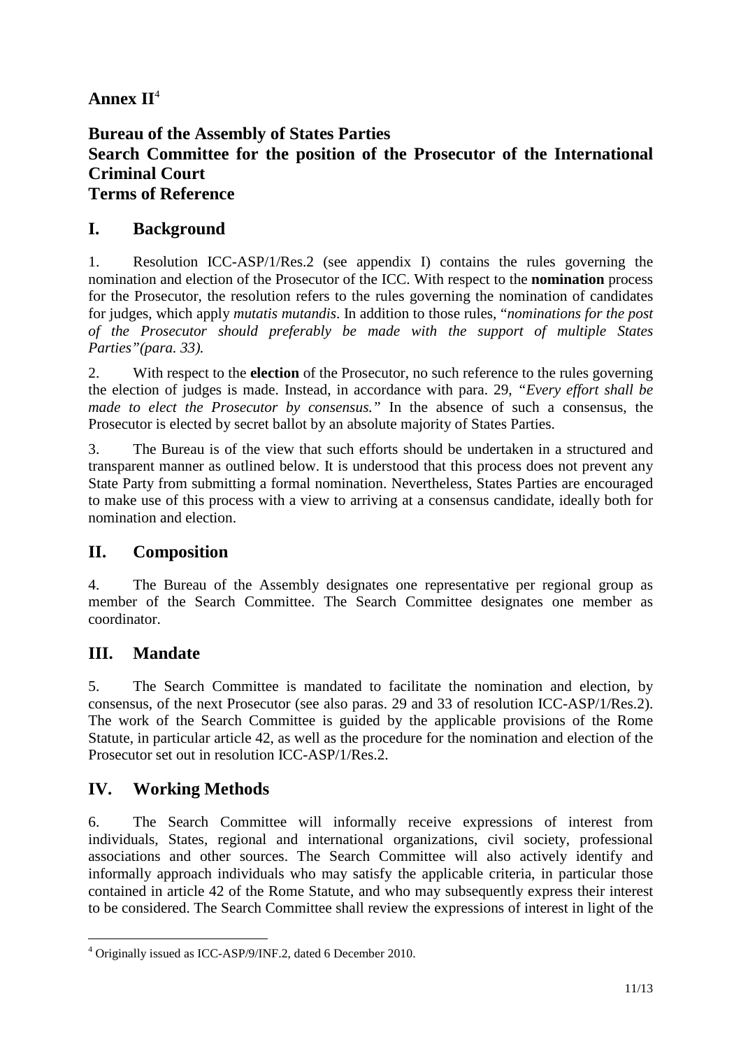# Annex II[4]

## Bureau of the Assembly of States Parties
## Search Committee for the position of the Prosecutor of the International Criminal Court
## Terms of Reference

## I. Background

1. Resolution ICC-ASP/1/Res.2 (see appendix I) contains the rules governing the nomination and election of the Prosecutor of the ICC. With respect to the **nomination** process for the Prosecutor, the resolution refers to the rules governing the nomination of candidates for judges, which apply *mutatis mutandis*. In addition to those rules, "*nominations for the post of the Prosecutor should preferably be made with the support of multiple States Parties"(para. 33).*

2. With respect to the **election** of the Prosecutor, no such reference to the rules governing the election of judges is made. Instead, in accordance with para. 29, *"Every effort shall be made to elect the Prosecutor by consensus."* In the absence of such a consensus, the Prosecutor is elected by secret ballot by an absolute majority of States Parties.

3. The Bureau is of the view that such efforts should be undertaken in a structured and transparent manner as outlined below. It is understood that this process does not prevent any State Party from submitting a formal nomination. Nevertheless, States Parties are encouraged to make use of this process with a view to arriving at a consensus candidate, ideally both for nomination and election.

## II. Composition

4. The Bureau of the Assembly designates one representative per regional group as member of the Search Committee. The Search Committee designates one member as coordinator.

## III. Mandate

5. The Search Committee is mandated to facilitate the nomination and election, by consensus, of the next Prosecutor (see also paras. 29 and 33 of resolution ICC-ASP/1/Res.2). The work of the Search Committee is guided by the applicable provisions of the Rome Statute, in particular article 42, as well as the procedure for the nomination and election of the Prosecutor set out in resolution ICC-ASP/1/Res.2.

## IV. Working Methods

6. The Search Committee will informally receive expressions of interest from individuals, States, regional and international organizations, civil society, professional associations and other sources. The Search Committee will also actively identify and informally approach individuals who may satisfy the applicable criteria, in particular those contained in article 42 of the Rome Statute, and who may subsequently express their interest to be considered. The Search Committee shall review the expressions of interest in light of the

[4] Originally issued as ICC-ASP/9/INF.2, dated 6 December 2010.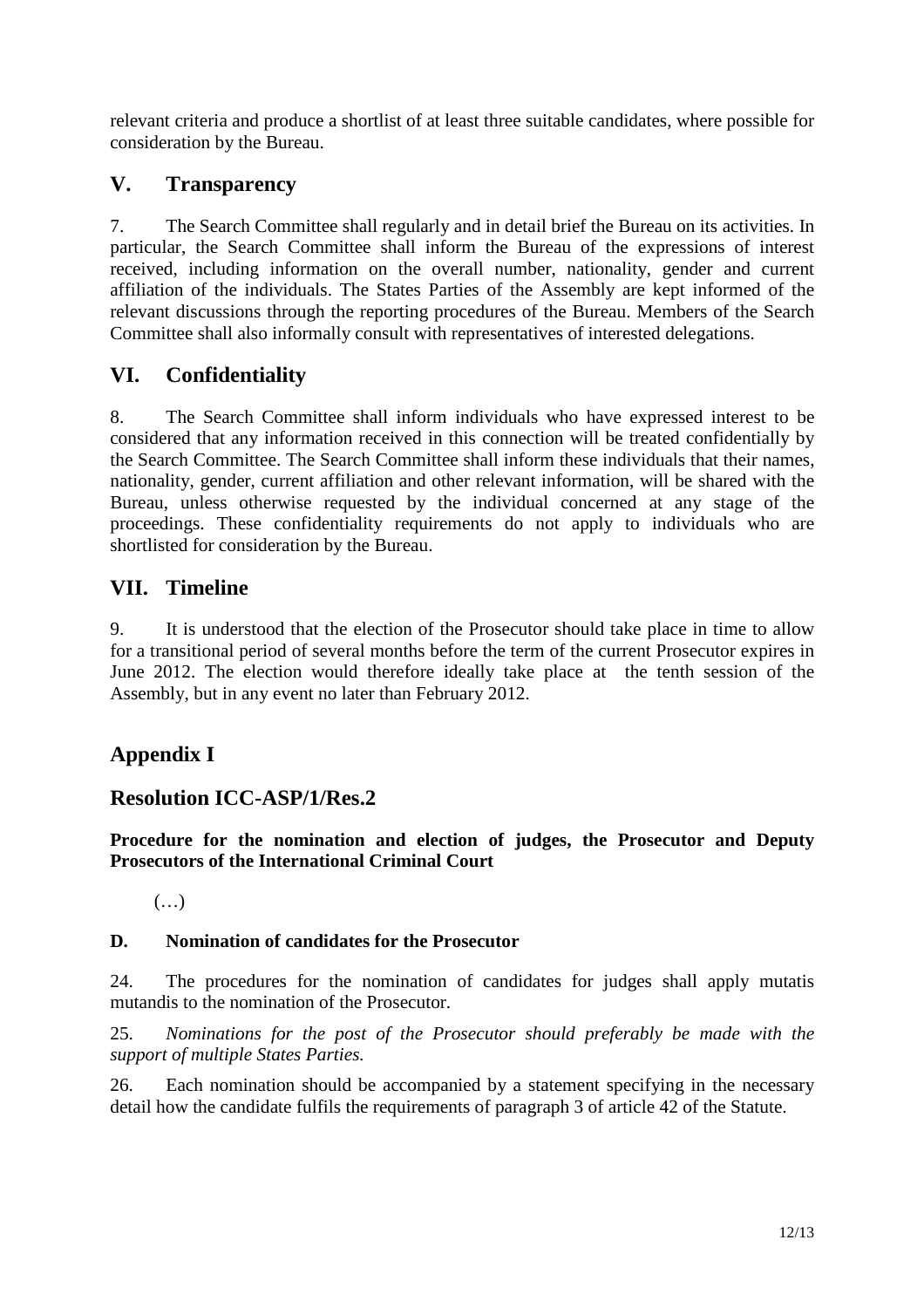relevant criteria and produce a shortlist of at least three suitable candidates, where possible for consideration by the Bureau.

## V. Transparency

7. The Search Committee shall regularly and in detail brief the Bureau on its activities. In particular, the Search Committee shall inform the Bureau of the expressions of interest received, including information on the overall number, nationality, gender and current affiliation of the individuals. The States Parties of the Assembly are kept informed of the relevant discussions through the reporting procedures of the Bureau. Members of the Search Committee shall also informally consult with representatives of interested delegations.

## VI. Confidentiality

8. The Search Committee shall inform individuals who have expressed interest to be considered that any information received in this connection will be treated confidentially by the Search Committee. The Search Committee shall inform these individuals that their names, nationality, gender, current affiliation and other relevant information, will be shared with the Bureau, unless otherwise requested by the individual concerned at any stage of the proceedings. These confidentiality requirements do not apply to individuals who are shortlisted for consideration by the Bureau.

## VII. Timeline

9. It is understood that the election of the Prosecutor should take place in time to allow for a transitional period of several months before the term of the current Prosecutor expires in June 2012. The election would therefore ideally take place at the tenth session of the Assembly, but in any event no later than February 2012.

## Appendix I

## Resolution ICC-ASP/1/Res.2

**Procedure for the nomination and election of judges, the Prosecutor and Deputy Prosecutors of the International Criminal Court**

(…)

### D. Nomination of candidates for the Prosecutor

24. The procedures for the nomination of candidates for judges shall apply mutatis mutandis to the nomination of the Prosecutor.

25. *Nominations for the post of the Prosecutor should preferably be made with the support of multiple States Parties.*

26. Each nomination should be accompanied by a statement specifying in the necessary detail how the candidate fulfils the requirements of paragraph 3 of article 42 of the Statute.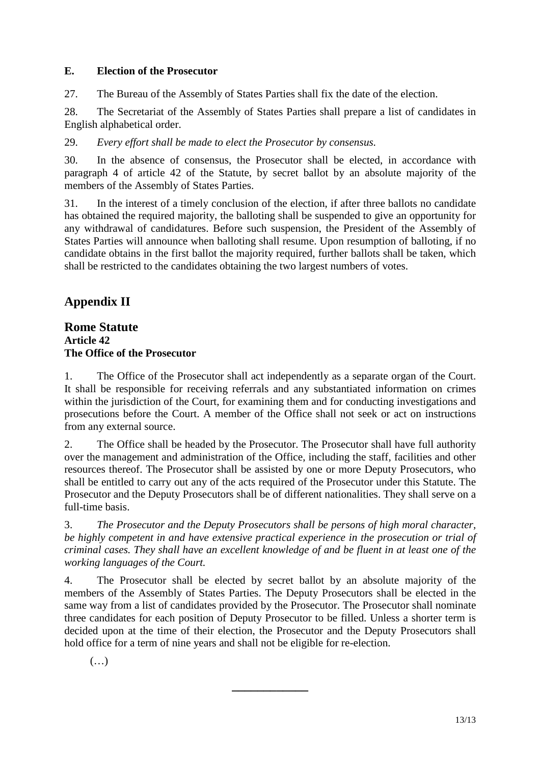### E. Election of the Prosecutor

27. The Bureau of the Assembly of States Parties shall fix the date of the election.

28. The Secretariat of the Assembly of States Parties shall prepare a list of candidates in English alphabetical order.

29. *Every effort shall be made to elect the Prosecutor by consensus.*

30. In the absence of consensus, the Prosecutor shall be elected, in accordance with paragraph 4 of article 42 of the Statute, by secret ballot by an absolute majority of the members of the Assembly of States Parties.

31. In the interest of a timely conclusion of the election, if after three ballots no candidate has obtained the required majority, the balloting shall be suspended to give an opportunity for any withdrawal of candidatures. Before such suspension, the President of the Assembly of States Parties will announce when balloting shall resume. Upon resumption of balloting, if no candidate obtains in the first ballot the majority required, further ballots shall be taken, which shall be restricted to the candidates obtaining the two largest numbers of votes.

## Appendix II

## Rome Statute

### Article 42

### The Office of the Prosecutor

1. The Office of the Prosecutor shall act independently as a separate organ of the Court. It shall be responsible for receiving referrals and any substantiated information on crimes within the jurisdiction of the Court, for examining them and for conducting investigations and prosecutions before the Court. A member of the Office shall not seek or act on instructions from any external source.

2. The Office shall be headed by the Prosecutor. The Prosecutor shall have full authority over the management and administration of the Office, including the staff, facilities and other resources thereof. The Prosecutor shall be assisted by one or more Deputy Prosecutors, who shall be entitled to carry out any of the acts required of the Prosecutor under this Statute. The Prosecutor and the Deputy Prosecutors shall be of different nationalities. They shall serve on a full-time basis.

3. *The Prosecutor and the Deputy Prosecutors shall be persons of high moral character, be highly competent in and have extensive practical experience in the prosecution or trial of criminal cases. They shall have an excellent knowledge of and be fluent in at least one of the working languages of the Court.*

4. The Prosecutor shall be elected by secret ballot by an absolute majority of the members of the Assembly of States Parties. The Deputy Prosecutors shall be elected in the same way from a list of candidates provided by the Prosecutor. The Prosecutor shall nominate three candidates for each position of Deputy Prosecutor to be filled. Unless a shorter term is decided upon at the time of their election, the Prosecutor and the Deputy Prosecutors shall hold office for a term of nine years and shall not be eligible for re-election.

(…)

---